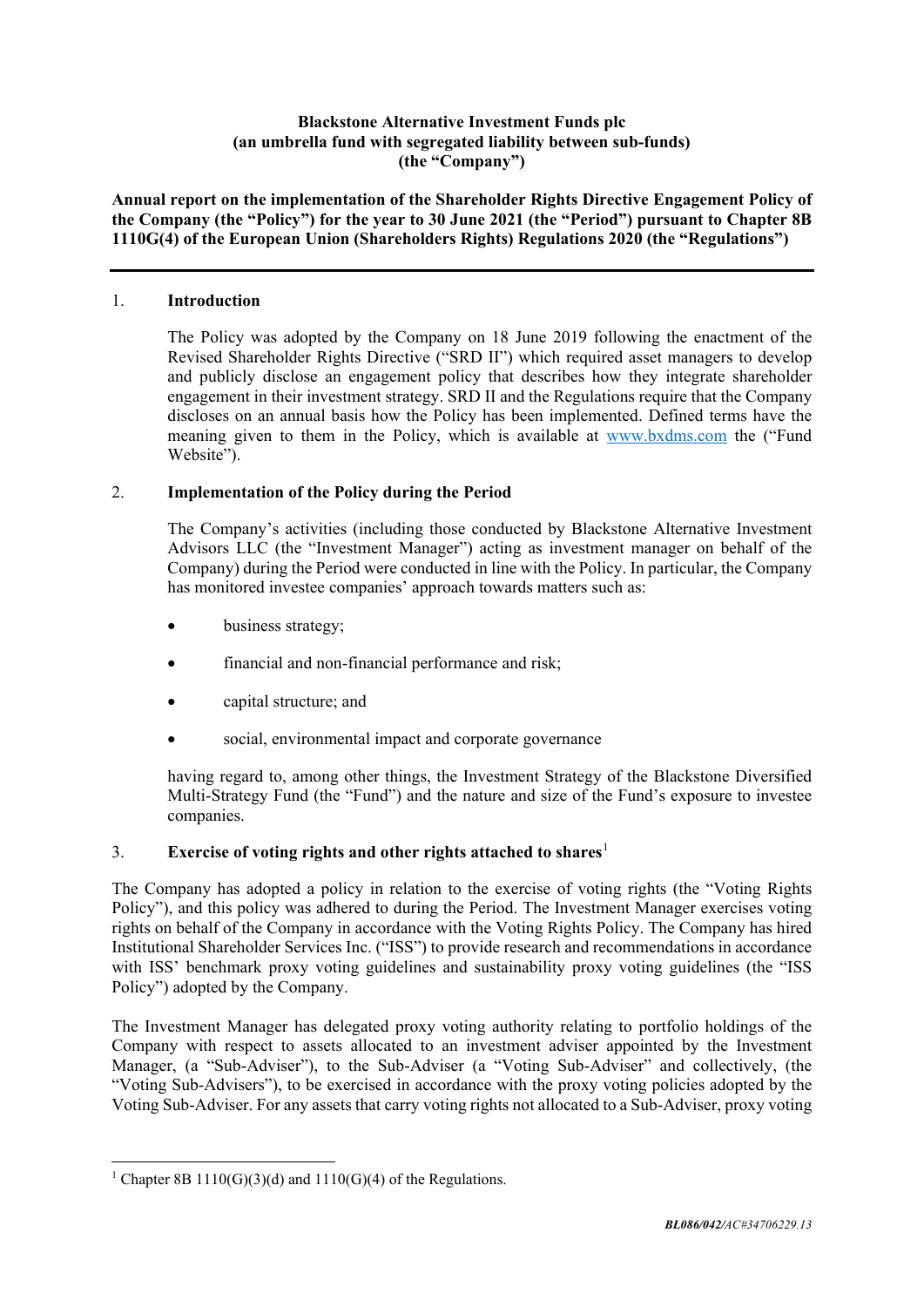**Blackstone Alternative Investment Funds plc**
**(an umbrella fund with segregated liability between sub-funds)**
**(the "Company")**

**Annual report on the implementation of the Shareholder Rights Directive Engagement Policy of the Company (the "Policy") for the year to 30 June 2021 (the "Period") pursuant to Chapter 8B 1110G(4) of the European Union (Shareholders Rights) Regulations 2020 (the "Regulations")**

---

## 1. Introduction

The Policy was adopted by the Company on 18 June 2019 following the enactment of the Revised Shareholder Rights Directive ("SRD II") which required asset managers to develop and publicly disclose an engagement policy that describes how they integrate shareholder engagement in their investment strategy. SRD II and the Regulations require that the Company discloses on an annual basis how the Policy has been implemented. Defined terms have the meaning given to them in the Policy, which is available at www.bxdms.com the ("Fund Website").

## 2. Implementation of the Policy during the Period

The Company's activities (including those conducted by Blackstone Alternative Investment Advisors LLC (the "Investment Manager") acting as investment manager on behalf of the Company) during the Period were conducted in line with the Policy. In particular, the Company has monitored investee companies' approach towards matters such as:

- business strategy;
- financial and non-financial performance and risk;
- capital structure; and
- social, environmental impact and corporate governance

having regard to, among other things, the Investment Strategy of the Blackstone Diversified Multi-Strategy Fund (the "Fund") and the nature and size of the Fund's exposure to investee companies.

## 3. Exercise of voting rights and other rights attached to shares[1]

The Company has adopted a policy in relation to the exercise of voting rights (the "Voting Rights Policy"), and this policy was adhered to during the Period. The Investment Manager exercises voting rights on behalf of the Company in accordance with the Voting Rights Policy. The Company has hired Institutional Shareholder Services Inc. ("ISS") to provide research and recommendations in accordance with ISS' benchmark proxy voting guidelines and sustainability proxy voting guidelines (the "ISS Policy") adopted by the Company.

The Investment Manager has delegated proxy voting authority relating to portfolio holdings of the Company with respect to assets allocated to an investment adviser appointed by the Investment Manager, (a "Sub-Adviser"), to the Sub-Adviser (a "Voting Sub-Adviser" and collectively, (the "Voting Sub-Advisers"), to be exercised in accordance with the proxy voting policies adopted by the Voting Sub-Adviser. For any assets that carry voting rights not allocated to a Sub-Adviser, proxy voting

---

[1] Chapter 8B 1110(G)(3)(d) and 1110(G)(4) of the Regulations.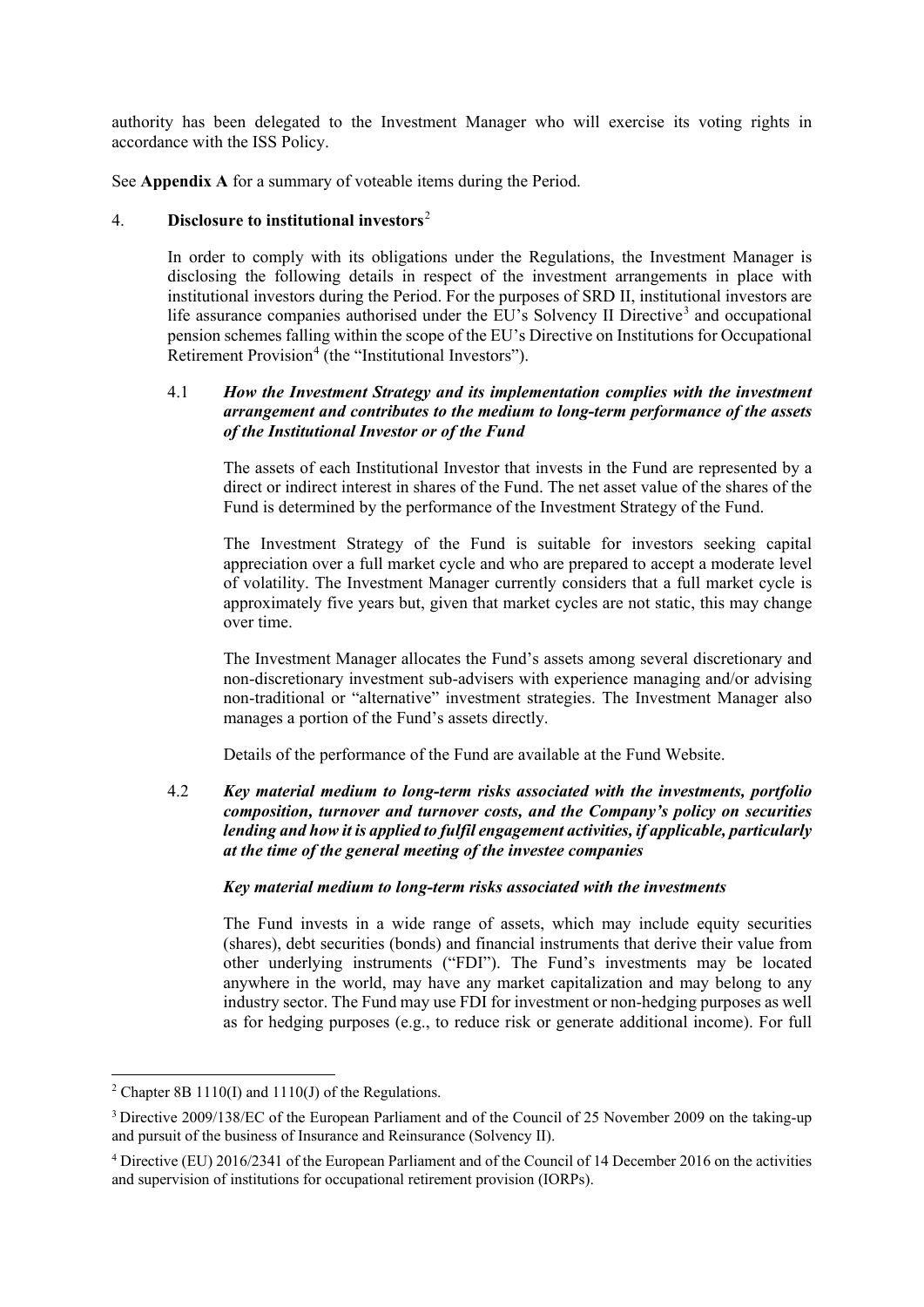authority has been delegated to the Investment Manager who will exercise its voting rights in accordance with the ISS Policy.

See **Appendix A** for a summary of voteable items during the Period.

## 4. **Disclosure to institutional investors**[2]

In order to comply with its obligations under the Regulations, the Investment Manager is disclosing the following details in respect of the investment arrangements in place with institutional investors during the Period. For the purposes of SRD II, institutional investors are life assurance companies authorised under the EU's Solvency II Directive[3] and occupational pension schemes falling within the scope of the EU's Directive on Institutions for Occupational Retirement Provision[4] (the "Institutional Investors").

### 4.1 ***How the Investment Strategy and its implementation complies with the investment arrangement and contributes to the medium to long-term performance of the assets of the Institutional Investor or of the Fund***

The assets of each Institutional Investor that invests in the Fund are represented by a direct or indirect interest in shares of the Fund. The net asset value of the shares of the Fund is determined by the performance of the Investment Strategy of the Fund.

The Investment Strategy of the Fund is suitable for investors seeking capital appreciation over a full market cycle and who are prepared to accept a moderate level of volatility. The Investment Manager currently considers that a full market cycle is approximately five years but, given that market cycles are not static, this may change over time.

The Investment Manager allocates the Fund's assets among several discretionary and non-discretionary investment sub-advisers with experience managing and/or advising non-traditional or "alternative" investment strategies. The Investment Manager also manages a portion of the Fund's assets directly.

Details of the performance of the Fund are available at the Fund Website.

### 4.2 ***Key material medium to long-term risks associated with the investments, portfolio composition, turnover and turnover costs, and the Company's policy on securities lending and how it is applied to fulfil engagement activities, if applicable, particularly at the time of the general meeting of the investee companies***

***Key material medium to long-term risks associated with the investments***

The Fund invests in a wide range of assets, which may include equity securities (shares), debt securities (bonds) and financial instruments that derive their value from other underlying instruments ("FDI"). The Fund's investments may be located anywhere in the world, may have any market capitalization and may belong to any industry sector. The Fund may use FDI for investment or non-hedging purposes as well as for hedging purposes (e.g., to reduce risk or generate additional income). For full

---

[2] Chapter 8B 1110(I) and 1110(J) of the Regulations.

[3] Directive 2009/138/EC of the European Parliament and of the Council of 25 November 2009 on the taking-up and pursuit of the business of Insurance and Reinsurance (Solvency II).

[4] Directive (EU) 2016/2341 of the European Parliament and of the Council of 14 December 2016 on the activities and supervision of institutions for occupational retirement provision (IORPs).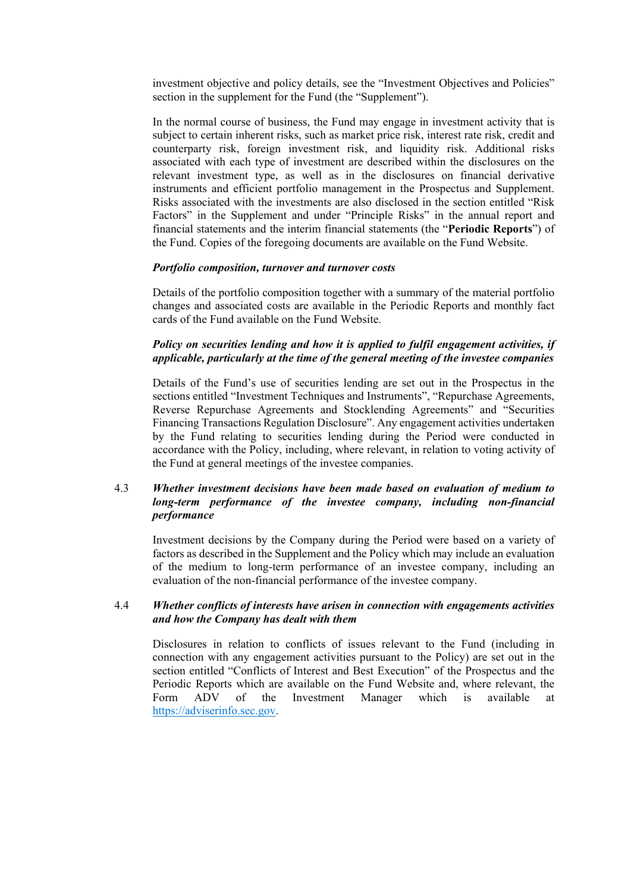investment objective and policy details, see the "Investment Objectives and Policies" section in the supplement for the Fund (the "Supplement").

In the normal course of business, the Fund may engage in investment activity that is subject to certain inherent risks, such as market price risk, interest rate risk, credit and counterparty risk, foreign investment risk, and liquidity risk. Additional risks associated with each type of investment are described within the disclosures on the relevant investment type, as well as in the disclosures on financial derivative instruments and efficient portfolio management in the Prospectus and Supplement. Risks associated with the investments are also disclosed in the section entitled "Risk Factors" in the Supplement and under "Principle Risks" in the annual report and financial statements and the interim financial statements (the "**Periodic Reports**") of the Fund. Copies of the foregoing documents are available on the Fund Website.

***Portfolio composition, turnover and turnover costs***

Details of the portfolio composition together with a summary of the material portfolio changes and associated costs are available in the Periodic Reports and monthly fact cards of the Fund available on the Fund Website.

***Policy on securities lending and how it is applied to fulfil engagement activities, if applicable, particularly at the time of the general meeting of the investee companies***

Details of the Fund's use of securities lending are set out in the Prospectus in the sections entitled "Investment Techniques and Instruments", "Repurchase Agreements, Reverse Repurchase Agreements and Stocklending Agreements" and "Securities Financing Transactions Regulation Disclosure". Any engagement activities undertaken by the Fund relating to securities lending during the Period were conducted in accordance with the Policy, including, where relevant, in relation to voting activity of the Fund at general meetings of the investee companies.

### 4.3 ***Whether investment decisions have been made based on evaluation of medium to long-term performance of the investee company, including non-financial performance***

Investment decisions by the Company during the Period were based on a variety of factors as described in the Supplement and the Policy which may include an evaluation of the medium to long-term performance of an investee company, including an evaluation of the non-financial performance of the investee company.

### 4.4 ***Whether conflicts of interests have arisen in connection with engagements activities and how the Company has dealt with them***

Disclosures in relation to conflicts of issues relevant to the Fund (including in connection with any engagement activities pursuant to the Policy) are set out in the section entitled "Conflicts of Interest and Best Execution" of the Prospectus and the Periodic Reports which are available on the Fund Website and, where relevant, the Form ADV of the Investment Manager which is available at https://adviserinfo.sec.gov.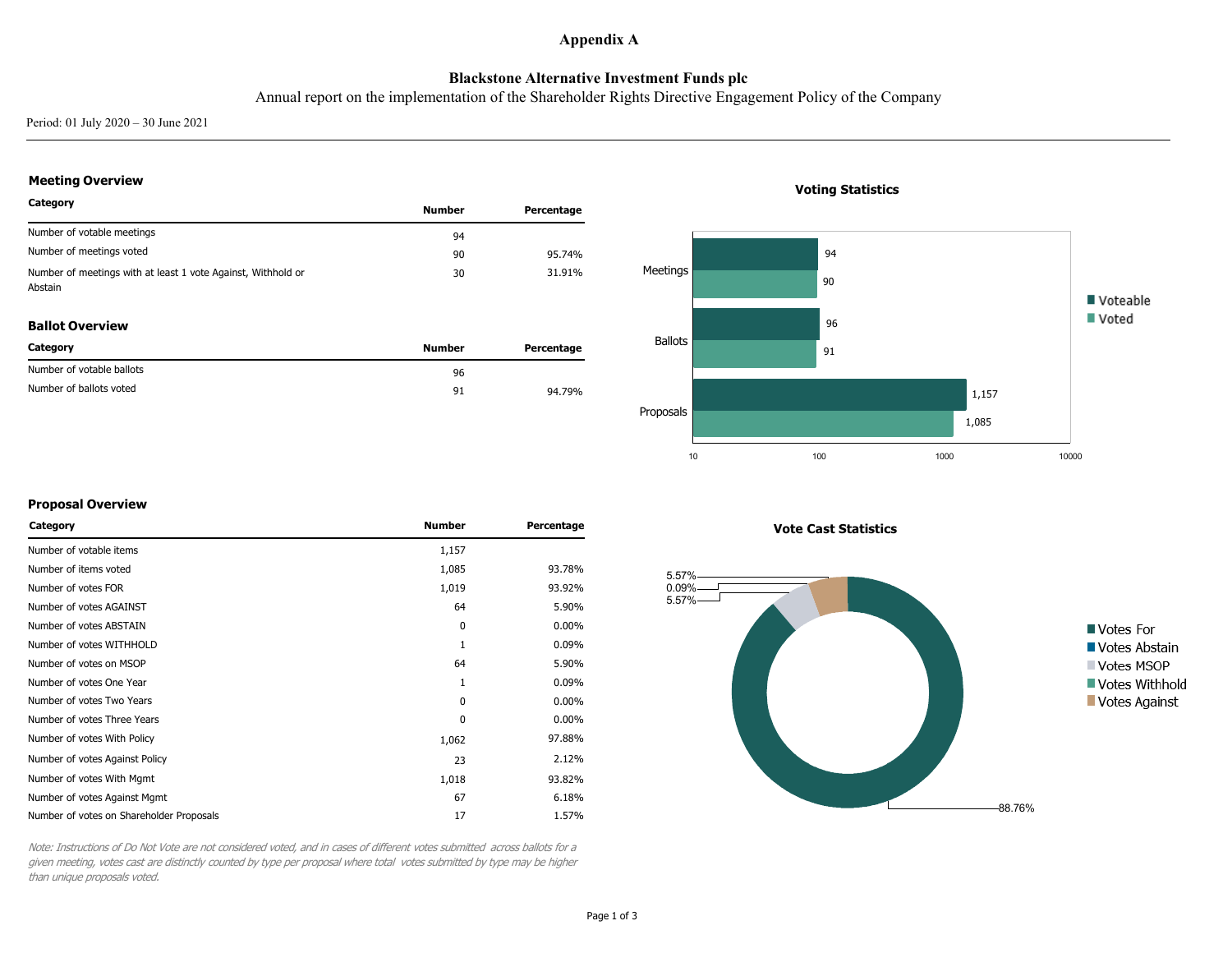# Appendix A

**Blackstone Alternative Investment Funds plc**

Annual report on the implementation of the Shareholder Rights Directive Engagement Policy of the Company

Period: 01 July 2020 – 30 June 2021

### Meeting Overview

| Category | Number | Percentage |
|---|---|---|
| Number of votable meetings | 94 | |
| Number of meetings voted | 90 | 95.74% |
| Number of meetings with at least 1 vote Against, Withhold or Abstain | 30 | 31.91% |

### Ballot Overview

| Category | Number | Percentage |
|---|---|---|
| Number of votable ballots | 96 | |
| Number of ballots voted | 91 | 94.79% |

**Voting Statistics**

| | Voteable | Voted |
|---|---|---|
| Meetings | 94 | 90 |
| Ballots | 96 | 91 |
| Proposals | 1,157 | 1,085 |

### Proposal Overview

| Category | Number | Percentage |
|---|---|---|
| Number of votable items | 1,157 | |
| Number of items voted | 1,085 | 93.78% |
| Number of votes FOR | 1,019 | 93.92% |
| Number of votes AGAINST | 64 | 5.90% |
| Number of votes ABSTAIN | 0 | 0.00% |
| Number of votes WITHHOLD | 1 | 0.09% |
| Number of votes on MSOP | 64 | 5.90% |
| Number of votes One Year | 1 | 0.09% |
| Number of votes Two Years | 0 | 0.00% |
| Number of votes Three Years | 0 | 0.00% |
| Number of votes With Policy | 1,062 | 97.88% |
| Number of votes Against Policy | 23 | 2.12% |
| Number of votes With Mgmt | 1,018 | 93.82% |
| Number of votes Against Mgmt | 67 | 6.18% |
| Number of votes on Shareholder Proposals | 17 | 1.57% |

*Note: Instructions of Do Not Vote are not considered voted, and in cases of different votes submitted across ballots for a given meeting, votes cast are distinctly counted by type per proposal where total votes submitted by type may be higher than unique proposals voted.*

**Vote Cast Statistics**

| Category | Percentage |
|---|---|
| Votes For | 88.76% |
| Votes Abstain | |
| Votes MSOP | 5.57% |
| Votes Withhold | 0.09% |
| Votes Against | 5.57% |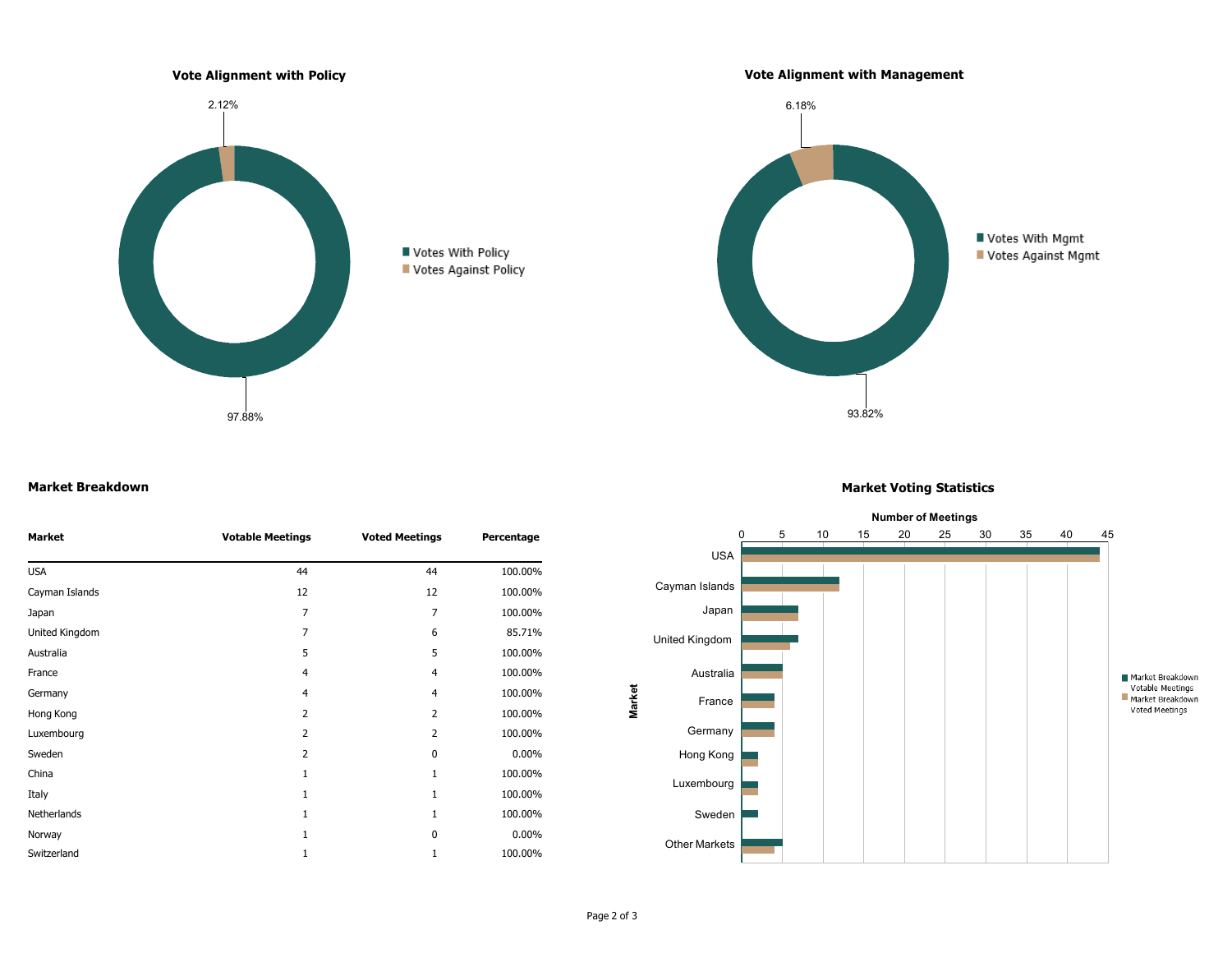## Vote Alignment with Policy

- Votes With Policy: 97.88%
- Votes Against Policy: 2.12%

## Vote Alignment with Management

- Votes With Mgmt: 93.82%
- Votes Against Mgmt: 6.18%

## Market Breakdown

| Market | Votable Meetings | Voted Meetings | Percentage |
|---|---|---|---|
| USA | 44 | 44 | 100.00% |
| Cayman Islands | 12 | 12 | 100.00% |
| Japan | 7 | 7 | 100.00% |
| United Kingdom | 7 | 6 | 85.71% |
| Australia | 5 | 5 | 100.00% |
| France | 4 | 4 | 100.00% |
| Germany | 4 | 4 | 100.00% |
| Hong Kong | 2 | 2 | 100.00% |
| Luxembourg | 2 | 2 | 100.00% |
| Sweden | 2 | 0 | 0.00% |
| China | 1 | 1 | 100.00% |
| Italy | 1 | 1 | 100.00% |
| Netherlands | 1 | 1 | 100.00% |
| Norway | 1 | 0 | 0.00% |
| Switzerland | 1 | 1 | 100.00% |

## Market Voting Statistics

Number of Meetings (0–45) by Market: USA, Cayman Islands, Japan, United Kingdom, Australia, France, Germany, Hong Kong, Luxembourg, Sweden, Other Markets

Legend: Market Breakdown Votable Meetings; Market Breakdown Voted Meetings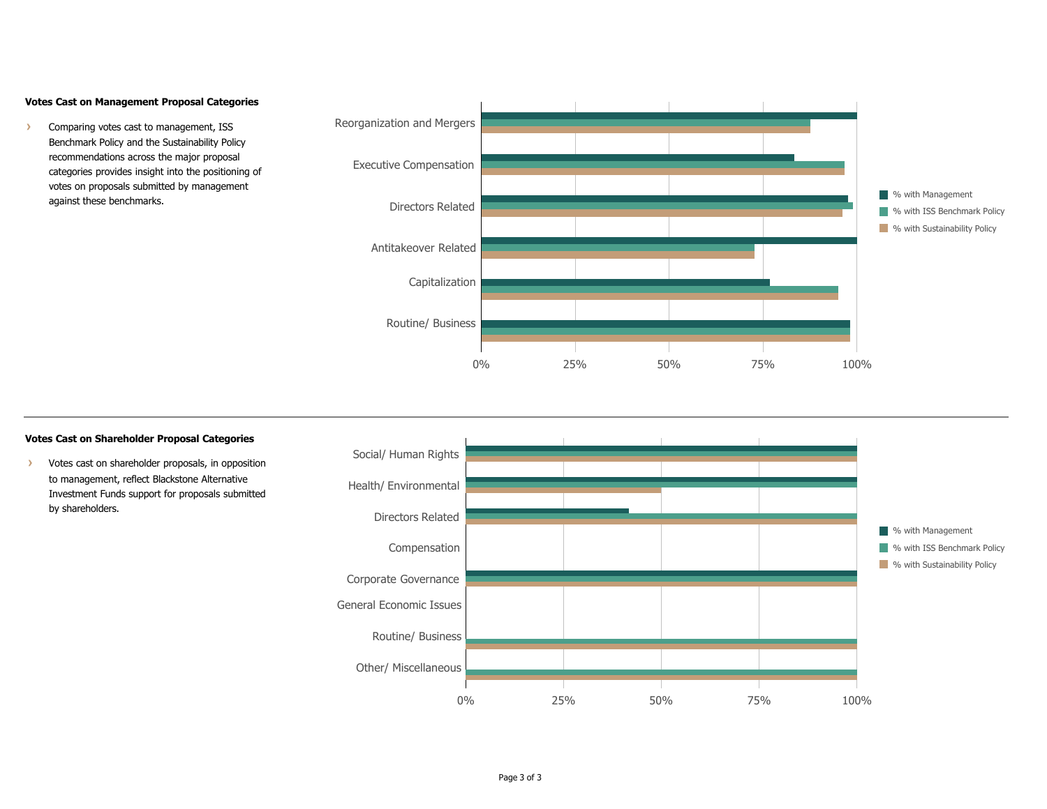**Votes Cast on Management Proposal Categories**

- Comparing votes cast to management, ISS Benchmark Policy and the Sustainability Policy recommendations across the major proposal categories provides insight into the positioning of votes on proposals submitted by management against these benchmarks.

Reorganization and Mergers
Executive Compensation
Directors Related
Antitakeover Related
Capitalization
Routine/ Business

0%
25%
50%
75%
100%

% with Management
% with ISS Benchmark Policy
% with Sustainability Policy

**Votes Cast on Shareholder Proposal Categories**

- Votes cast on shareholder proposals, in opposition to management, reflect Blackstone Alternative Investment Funds support for proposals submitted by shareholders.

Social/ Human Rights
Health/ Environmental
Directors Related
Compensation
Corporate Governance
General Economic Issues
Routine/ Business
Other/ Miscellaneous

0%
25%
50%
75%
100%

% with Management
% with ISS Benchmark Policy
% with Sustainability Policy